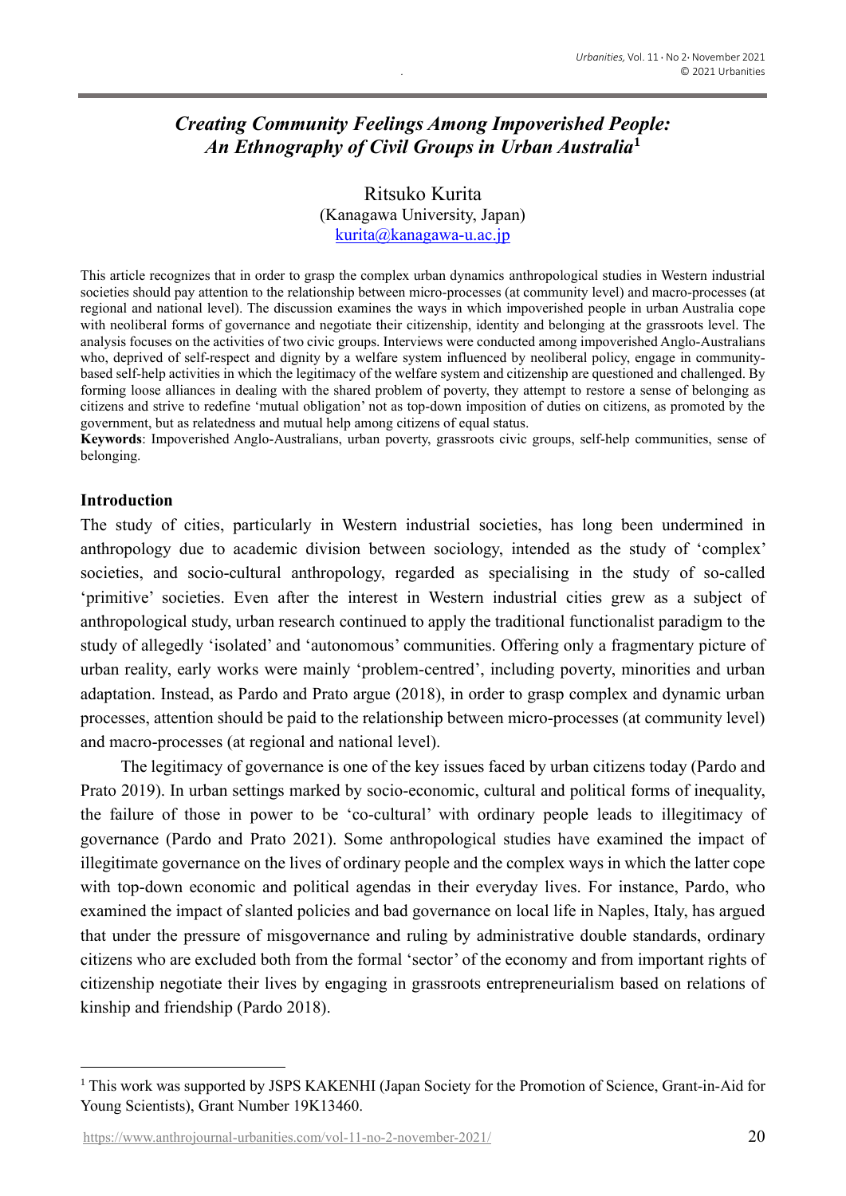# *Creating Community Feelings Among Impoverished People: An Ethnography of Civil Groups in Urban Australia*[1]

Ritsuko Kurita
(Kanagawa University, Japan)
kurita@kanagawa-u.ac.jp

This article recognizes that in order to grasp the complex urban dynamics anthropological studies in Western industrial societies should pay attention to the relationship between micro-processes (at community level) and macro-processes (at regional and national level). The discussion examines the ways in which impoverished people in urban Australia cope with neoliberal forms of governance and negotiate their citizenship, identity and belonging at the grassroots level. The analysis focuses on the activities of two civic groups. Interviews were conducted among impoverished Anglo-Australians who, deprived of self-respect and dignity by a welfare system influenced by neoliberal policy, engage in community-based self-help activities in which the legitimacy of the welfare system and citizenship are questioned and challenged. By forming loose alliances in dealing with the shared problem of poverty, they attempt to restore a sense of belonging as citizens and strive to redefine 'mutual obligation' not as top-down imposition of duties on citizens, as promoted by the government, but as relatedness and mutual help among citizens of equal status.

**Keywords**: Impoverished Anglo-Australians, urban poverty, grassroots civic groups, self-help communities, sense of belonging.

## Introduction

The study of cities, particularly in Western industrial societies, has long been undermined in anthropology due to academic division between sociology, intended as the study of 'complex' societies, and socio-cultural anthropology, regarded as specialising in the study of so-called 'primitive' societies. Even after the interest in Western industrial cities grew as a subject of anthropological study, urban research continued to apply the traditional functionalist paradigm to the study of allegedly 'isolated' and 'autonomous' communities. Offering only a fragmentary picture of urban reality, early works were mainly 'problem-centred', including poverty, minorities and urban adaptation. Instead, as Pardo and Prato argue (2018), in order to grasp complex and dynamic urban processes, attention should be paid to the relationship between micro-processes (at community level) and macro-processes (at regional and national level).

The legitimacy of governance is one of the key issues faced by urban citizens today (Pardo and Prato 2019). In urban settings marked by socio-economic, cultural and political forms of inequality, the failure of those in power to be 'co-cultural' with ordinary people leads to illegitimacy of governance (Pardo and Prato 2021). Some anthropological studies have examined the impact of illegitimate governance on the lives of ordinary people and the complex ways in which the latter cope with top-down economic and political agendas in their everyday lives. For instance, Pardo, who examined the impact of slanted policies and bad governance on local life in Naples, Italy, has argued that under the pressure of misgovernance and ruling by administrative double standards, ordinary citizens who are excluded both from the formal 'sector' of the economy and from important rights of citizenship negotiate their lives by engaging in grassroots entrepreneurialism based on relations of kinship and friendship (Pardo 2018).

[1] This work was supported by JSPS KAKENHI (Japan Society for the Promotion of Science, Grant-in-Aid for Young Scientists), Grant Number 19K13460.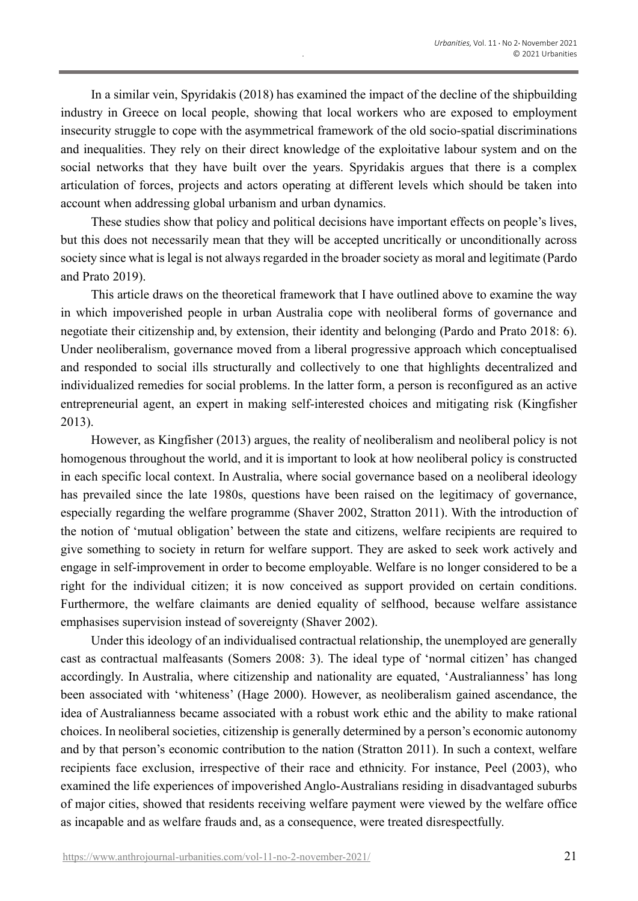In a similar vein, Spyridakis (2018) has examined the impact of the decline of the shipbuilding industry in Greece on local people, showing that local workers who are exposed to employment insecurity struggle to cope with the asymmetrical framework of the old socio-spatial discriminations and inequalities. They rely on their direct knowledge of the exploitative labour system and on the social networks that they have built over the years. Spyridakis argues that there is a complex articulation of forces, projects and actors operating at different levels which should be taken into account when addressing global urbanism and urban dynamics.

These studies show that policy and political decisions have important effects on people's lives, but this does not necessarily mean that they will be accepted uncritically or unconditionally across society since what is legal is not always regarded in the broader society as moral and legitimate (Pardo and Prato 2019).

This article draws on the theoretical framework that I have outlined above to examine the way in which impoverished people in urban Australia cope with neoliberal forms of governance and negotiate their citizenship and, by extension, their identity and belonging (Pardo and Prato 2018: 6). Under neoliberalism, governance moved from a liberal progressive approach which conceptualised and responded to social ills structurally and collectively to one that highlights decentralized and individualized remedies for social problems. In the latter form, a person is reconfigured as an active entrepreneurial agent, an expert in making self-interested choices and mitigating risk (Kingfisher 2013).

However, as Kingfisher (2013) argues, the reality of neoliberalism and neoliberal policy is not homogenous throughout the world, and it is important to look at how neoliberal policy is constructed in each specific local context. In Australia, where social governance based on a neoliberal ideology has prevailed since the late 1980s, questions have been raised on the legitimacy of governance, especially regarding the welfare programme (Shaver 2002, Stratton 2011). With the introduction of the notion of 'mutual obligation' between the state and citizens, welfare recipients are required to give something to society in return for welfare support. They are asked to seek work actively and engage in self-improvement in order to become employable. Welfare is no longer considered to be a right for the individual citizen; it is now conceived as support provided on certain conditions. Furthermore, the welfare claimants are denied equality of selfhood, because welfare assistance emphasises supervision instead of sovereignty (Shaver 2002).

Under this ideology of an individualised contractual relationship, the unemployed are generally cast as contractual malfeasants (Somers 2008: 3). The ideal type of 'normal citizen' has changed accordingly. In Australia, where citizenship and nationality are equated, 'Australianness' has long been associated with 'whiteness' (Hage 2000). However, as neoliberalism gained ascendance, the idea of Australianness became associated with a robust work ethic and the ability to make rational choices. In neoliberal societies, citizenship is generally determined by a person's economic autonomy and by that person's economic contribution to the nation (Stratton 2011). In such a context, welfare recipients face exclusion, irrespective of their race and ethnicity. For instance, Peel (2003), who examined the life experiences of impoverished Anglo-Australians residing in disadvantaged suburbs of major cities, showed that residents receiving welfare payment were viewed by the welfare office as incapable and as welfare frauds and, as a consequence, were treated disrespectfully.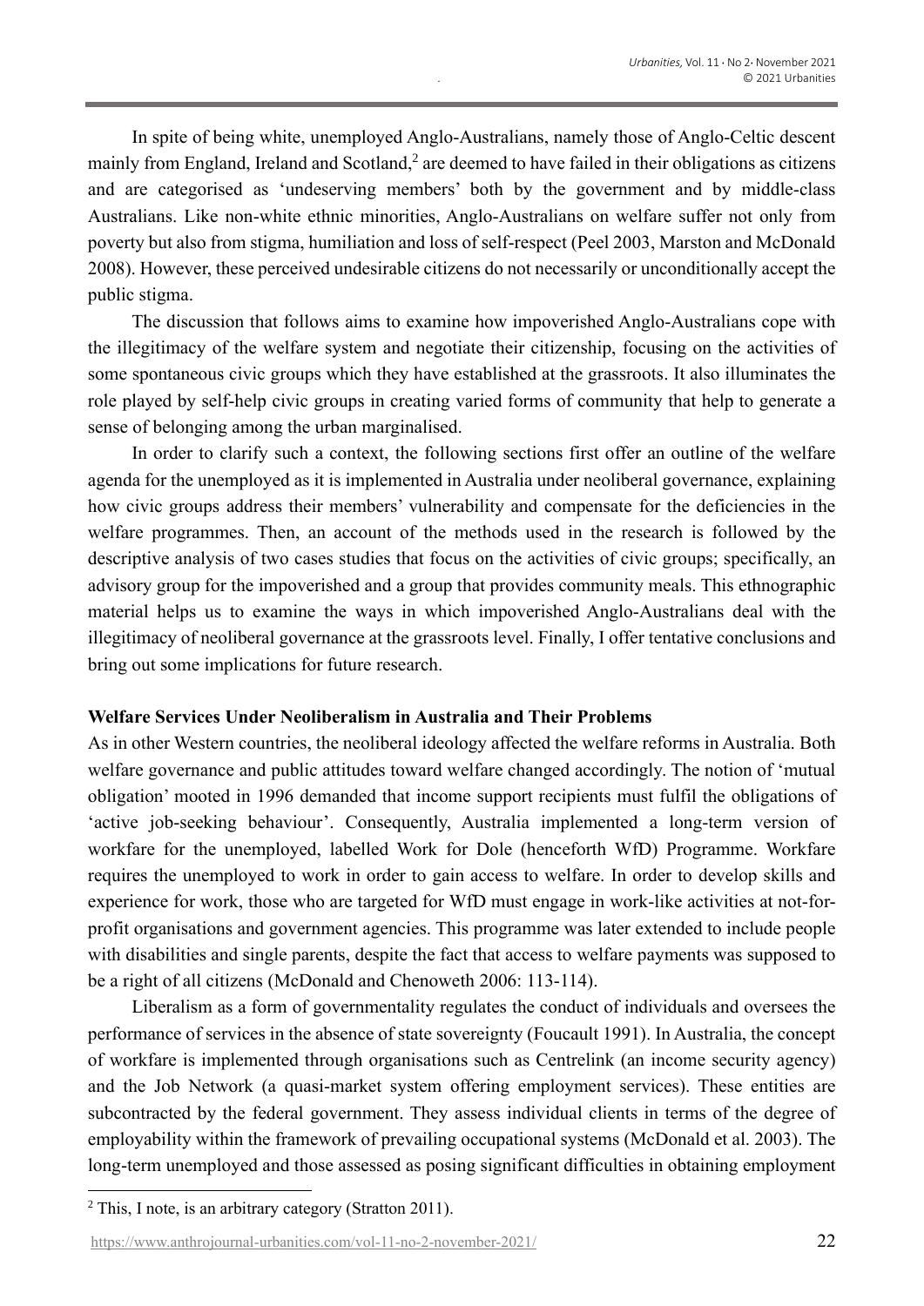In spite of being white, unemployed Anglo-Australians, namely those of Anglo-Celtic descent mainly from England, Ireland and Scotland,[2] are deemed to have failed in their obligations as citizens and are categorised as 'undeserving members' both by the government and by middle-class Australians. Like non-white ethnic minorities, Anglo-Australians on welfare suffer not only from poverty but also from stigma, humiliation and loss of self-respect (Peel 2003, Marston and McDonald 2008). However, these perceived undesirable citizens do not necessarily or unconditionally accept the public stigma.

The discussion that follows aims to examine how impoverished Anglo-Australians cope with the illegitimacy of the welfare system and negotiate their citizenship, focusing on the activities of some spontaneous civic groups which they have established at the grassroots. It also illuminates the role played by self-help civic groups in creating varied forms of community that help to generate a sense of belonging among the urban marginalised.

In order to clarify such a context, the following sections first offer an outline of the welfare agenda for the unemployed as it is implemented in Australia under neoliberal governance, explaining how civic groups address their members' vulnerability and compensate for the deficiencies in the welfare programmes. Then, an account of the methods used in the research is followed by the descriptive analysis of two cases studies that focus on the activities of civic groups; specifically, an advisory group for the impoverished and a group that provides community meals. This ethnographic material helps us to examine the ways in which impoverished Anglo-Australians deal with the illegitimacy of neoliberal governance at the grassroots level. Finally, I offer tentative conclusions and bring out some implications for future research.

**Welfare Services Under Neoliberalism in Australia and Their Problems**

As in other Western countries, the neoliberal ideology affected the welfare reforms in Australia. Both welfare governance and public attitudes toward welfare changed accordingly. The notion of 'mutual obligation' mooted in 1996 demanded that income support recipients must fulfil the obligations of 'active job-seeking behaviour'. Consequently, Australia implemented a long-term version of workfare for the unemployed, labelled Work for Dole (henceforth WfD) Programme. Workfare requires the unemployed to work in order to gain access to welfare. In order to develop skills and experience for work, those who are targeted for WfD must engage in work-like activities at not-for-profit organisations and government agencies. This programme was later extended to include people with disabilities and single parents, despite the fact that access to welfare payments was supposed to be a right of all citizens (McDonald and Chenoweth 2006: 113-114).

Liberalism as a form of governmentality regulates the conduct of individuals and oversees the performance of services in the absence of state sovereignty (Foucault 1991). In Australia, the concept of workfare is implemented through organisations such as Centrelink (an income security agency) and the Job Network (a quasi-market system offering employment services). These entities are subcontracted by the federal government. They assess individual clients in terms of the degree of employability within the framework of prevailing occupational systems (McDonald et al. 2003). The long-term unemployed and those assessed as posing significant difficulties in obtaining employment

[2] This, I note, is an arbitrary category (Stratton 2011).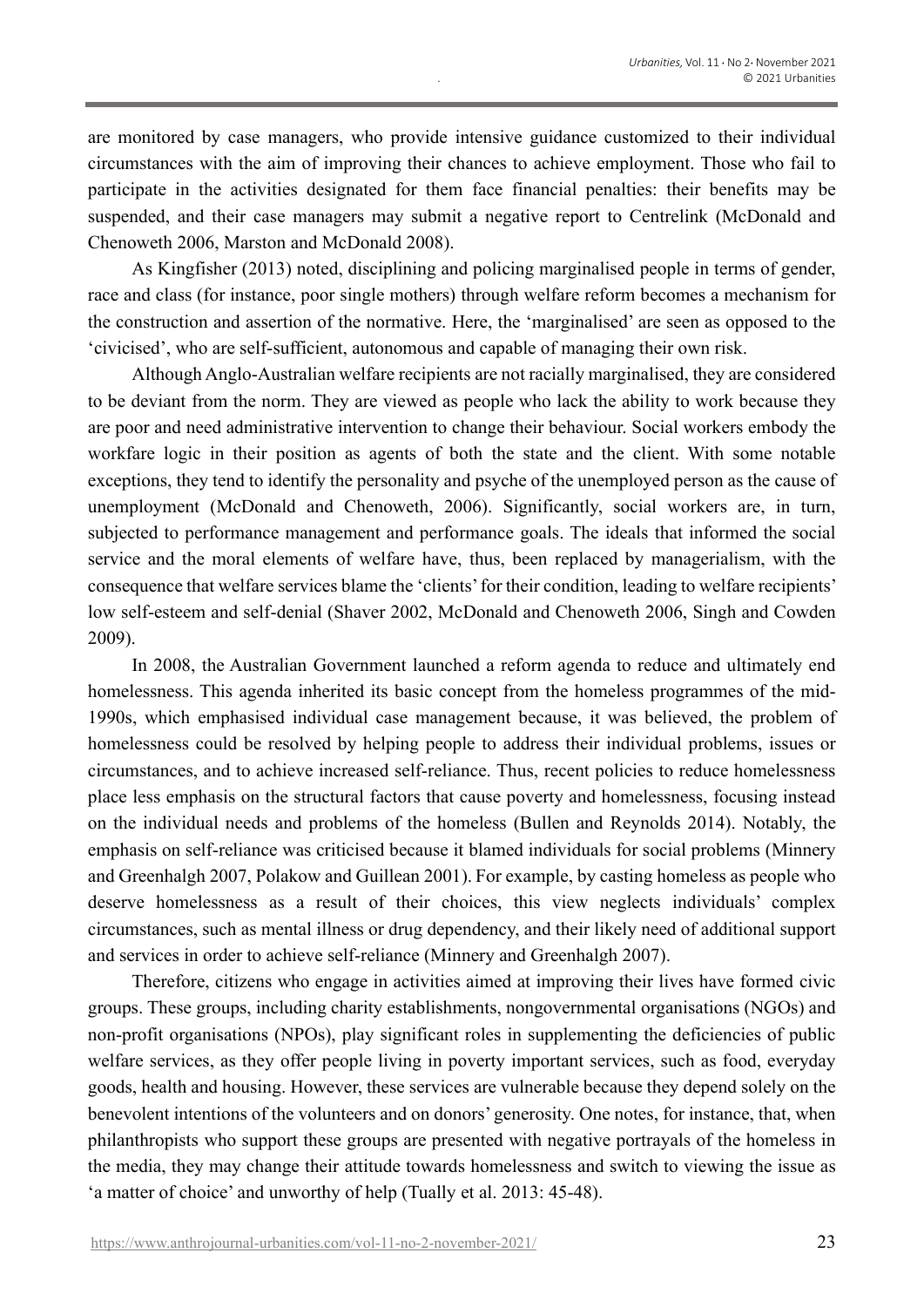are monitored by case managers, who provide intensive guidance customized to their individual circumstances with the aim of improving their chances to achieve employment. Those who fail to participate in the activities designated for them face financial penalties: their benefits may be suspended, and their case managers may submit a negative report to Centrelink (McDonald and Chenoweth 2006, Marston and McDonald 2008).

As Kingfisher (2013) noted, disciplining and policing marginalised people in terms of gender, race and class (for instance, poor single mothers) through welfare reform becomes a mechanism for the construction and assertion of the normative. Here, the 'marginalised' are seen as opposed to the 'civicised', who are self-sufficient, autonomous and capable of managing their own risk.

Although Anglo-Australian welfare recipients are not racially marginalised, they are considered to be deviant from the norm. They are viewed as people who lack the ability to work because they are poor and need administrative intervention to change their behaviour. Social workers embody the workfare logic in their position as agents of both the state and the client. With some notable exceptions, they tend to identify the personality and psyche of the unemployed person as the cause of unemployment (McDonald and Chenoweth, 2006). Significantly, social workers are, in turn, subjected to performance management and performance goals. The ideals that informed the social service and the moral elements of welfare have, thus, been replaced by managerialism, with the consequence that welfare services blame the 'clients' for their condition, leading to welfare recipients' low self-esteem and self-denial (Shaver 2002, McDonald and Chenoweth 2006, Singh and Cowden 2009).

In 2008, the Australian Government launched a reform agenda to reduce and ultimately end homelessness. This agenda inherited its basic concept from the homeless programmes of the mid-1990s, which emphasised individual case management because, it was believed, the problem of homelessness could be resolved by helping people to address their individual problems, issues or circumstances, and to achieve increased self-reliance. Thus, recent policies to reduce homelessness place less emphasis on the structural factors that cause poverty and homelessness, focusing instead on the individual needs and problems of the homeless (Bullen and Reynolds 2014). Notably, the emphasis on self-reliance was criticised because it blamed individuals for social problems (Minnery and Greenhalgh 2007, Polakow and Guillean 2001). For example, by casting homeless as people who deserve homelessness as a result of their choices, this view neglects individuals' complex circumstances, such as mental illness or drug dependency, and their likely need of additional support and services in order to achieve self-reliance (Minnery and Greenhalgh 2007).

Therefore, citizens who engage in activities aimed at improving their lives have formed civic groups. These groups, including charity establishments, nongovernmental organisations (NGOs) and non-profit organisations (NPOs), play significant roles in supplementing the deficiencies of public welfare services, as they offer people living in poverty important services, such as food, everyday goods, health and housing. However, these services are vulnerable because they depend solely on the benevolent intentions of the volunteers and on donors' generosity. One notes, for instance, that, when philanthropists who support these groups are presented with negative portrayals of the homeless in the media, they may change their attitude towards homelessness and switch to viewing the issue as 'a matter of choice' and unworthy of help (Tually et al. 2013: 45-48).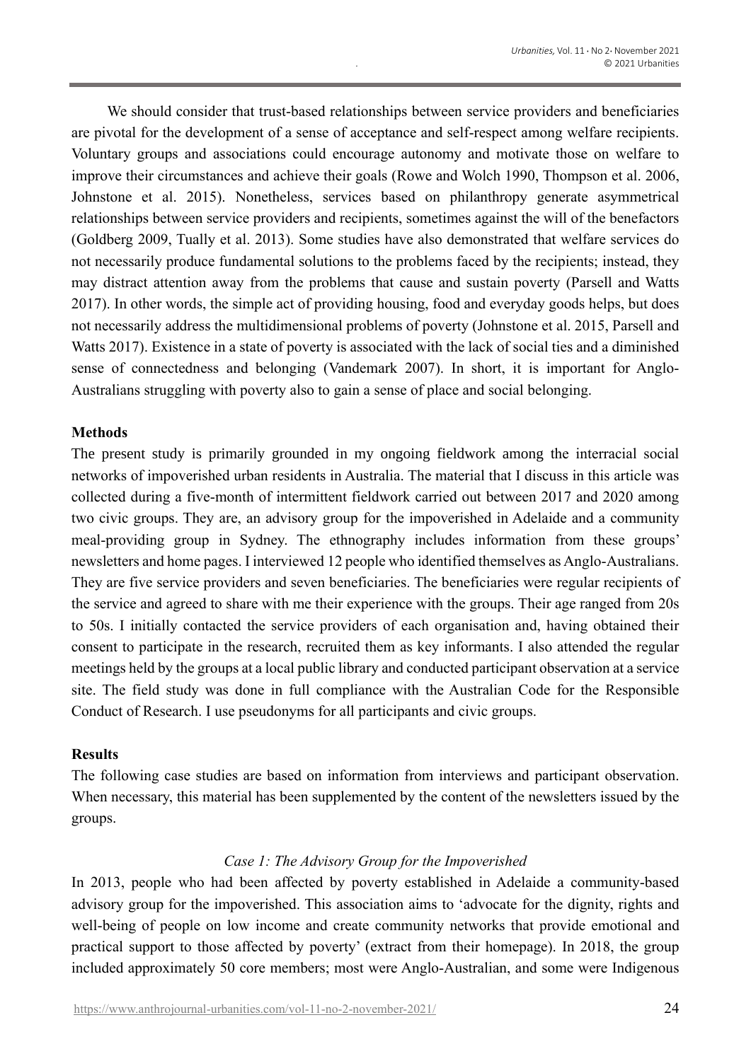We should consider that trust-based relationships between service providers and beneficiaries are pivotal for the development of a sense of acceptance and self-respect among welfare recipients. Voluntary groups and associations could encourage autonomy and motivate those on welfare to improve their circumstances and achieve their goals (Rowe and Wolch 1990, Thompson et al. 2006, Johnstone et al. 2015). Nonetheless, services based on philanthropy generate asymmetrical relationships between service providers and recipients, sometimes against the will of the benefactors (Goldberg 2009, Tually et al. 2013). Some studies have also demonstrated that welfare services do not necessarily produce fundamental solutions to the problems faced by the recipients; instead, they may distract attention away from the problems that cause and sustain poverty (Parsell and Watts 2017). In other words, the simple act of providing housing, food and everyday goods helps, but does not necessarily address the multidimensional problems of poverty (Johnstone et al. 2015, Parsell and Watts 2017). Existence in a state of poverty is associated with the lack of social ties and a diminished sense of connectedness and belonging (Vandemark 2007). In short, it is important for Anglo-Australians struggling with poverty also to gain a sense of place and social belonging.

**Methods**

The present study is primarily grounded in my ongoing fieldwork among the interracial social networks of impoverished urban residents in Australia. The material that I discuss in this article was collected during a five-month of intermittent fieldwork carried out between 2017 and 2020 among two civic groups. They are, an advisory group for the impoverished in Adelaide and a community meal-providing group in Sydney. The ethnography includes information from these groups' newsletters and home pages. I interviewed 12 people who identified themselves as Anglo-Australians. They are five service providers and seven beneficiaries. The beneficiaries were regular recipients of the service and agreed to share with me their experience with the groups. Their age ranged from 20s to 50s. I initially contacted the service providers of each organisation and, having obtained their consent to participate in the research, recruited them as key informants. I also attended the regular meetings held by the groups at a local public library and conducted participant observation at a service site. The field study was done in full compliance with the Australian Code for the Responsible Conduct of Research. I use pseudonyms for all participants and civic groups.

**Results**

The following case studies are based on information from interviews and participant observation. When necessary, this material has been supplemented by the content of the newsletters issued by the groups.

*Case 1: The Advisory Group for the Impoverished*

In 2013, people who had been affected by poverty established in Adelaide a community-based advisory group for the impoverished. This association aims to 'advocate for the dignity, rights and well-being of people on low income and create community networks that provide emotional and practical support to those affected by poverty' (extract from their homepage). In 2018, the group included approximately 50 core members; most were Anglo-Australian, and some were Indigenous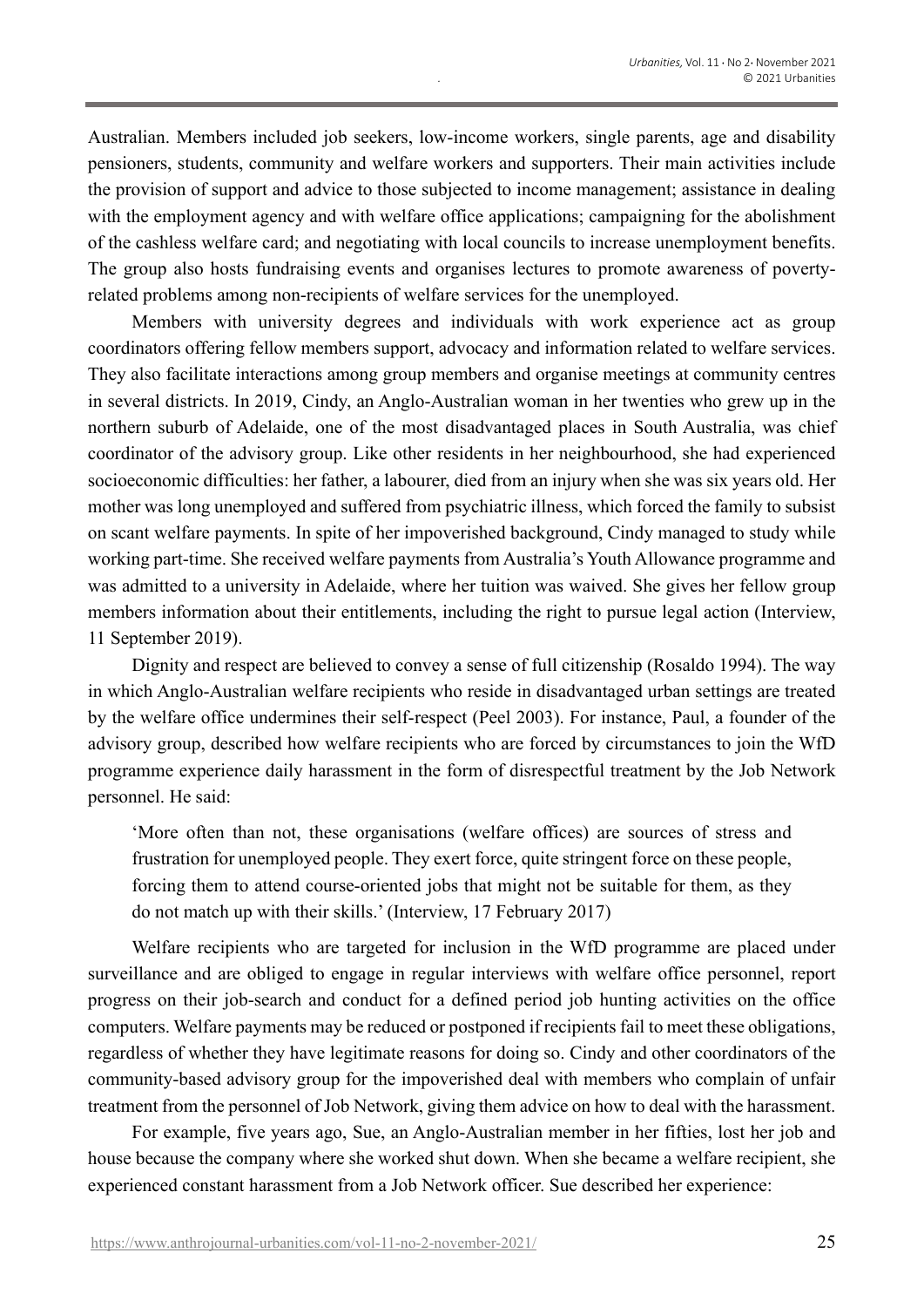Australian. Members included job seekers, low-income workers, single parents, age and disability pensioners, students, community and welfare workers and supporters. Their main activities include the provision of support and advice to those subjected to income management; assistance in dealing with the employment agency and with welfare office applications; campaigning for the abolishment of the cashless welfare card; and negotiating with local councils to increase unemployment benefits. The group also hosts fundraising events and organises lectures to promote awareness of poverty-related problems among non-recipients of welfare services for the unemployed.

Members with university degrees and individuals with work experience act as group coordinators offering fellow members support, advocacy and information related to welfare services. They also facilitate interactions among group members and organise meetings at community centres in several districts. In 2019, Cindy, an Anglo-Australian woman in her twenties who grew up in the northern suburb of Adelaide, one of the most disadvantaged places in South Australia, was chief coordinator of the advisory group. Like other residents in her neighbourhood, she had experienced socioeconomic difficulties: her father, a labourer, died from an injury when she was six years old. Her mother was long unemployed and suffered from psychiatric illness, which forced the family to subsist on scant welfare payments. In spite of her impoverished background, Cindy managed to study while working part-time. She received welfare payments from Australia's Youth Allowance programme and was admitted to a university in Adelaide, where her tuition was waived. She gives her fellow group members information about their entitlements, including the right to pursue legal action (Interview, 11 September 2019).

Dignity and respect are believed to convey a sense of full citizenship (Rosaldo 1994). The way in which Anglo-Australian welfare recipients who reside in disadvantaged urban settings are treated by the welfare office undermines their self-respect (Peel 2003). For instance, Paul, a founder of the advisory group, described how welfare recipients who are forced by circumstances to join the WfD programme experience daily harassment in the form of disrespectful treatment by the Job Network personnel. He said:

> 'More often than not, these organisations (welfare offices) are sources of stress and frustration for unemployed people. They exert force, quite stringent force on these people, forcing them to attend course-oriented jobs that might not be suitable for them, as they do not match up with their skills.' (Interview, 17 February 2017)

Welfare recipients who are targeted for inclusion in the WfD programme are placed under surveillance and are obliged to engage in regular interviews with welfare office personnel, report progress on their job-search and conduct for a defined period job hunting activities on the office computers. Welfare payments may be reduced or postponed if recipients fail to meet these obligations, regardless of whether they have legitimate reasons for doing so. Cindy and other coordinators of the community-based advisory group for the impoverished deal with members who complain of unfair treatment from the personnel of Job Network, giving them advice on how to deal with the harassment.

For example, five years ago, Sue, an Anglo-Australian member in her fifties, lost her job and house because the company where she worked shut down. When she became a welfare recipient, she experienced constant harassment from a Job Network officer. Sue described her experience: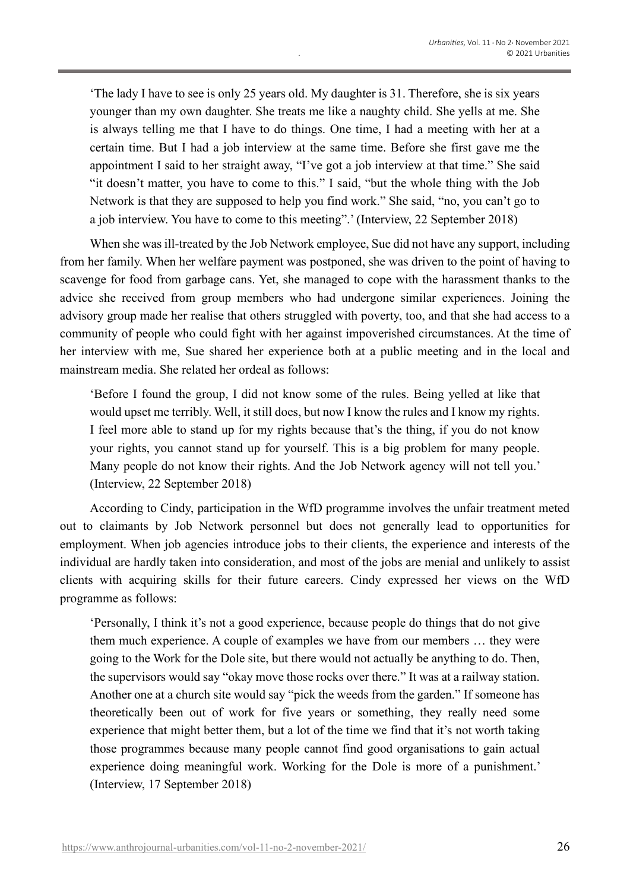> 'The lady I have to see is only 25 years old. My daughter is 31. Therefore, she is six years younger than my own daughter. She treats me like a naughty child. She yells at me. She is always telling me that I have to do things. One time, I had a meeting with her at a certain time. But I had a job interview at the same time. Before she first gave me the appointment I said to her straight away, "I've got a job interview at that time." She said "it doesn't matter, you have to come to this." I said, "but the whole thing with the Job Network is that they are supposed to help you find work." She said, "no, you can't go to a job interview. You have to come to this meeting".' (Interview, 22 September 2018)

When she was ill-treated by the Job Network employee, Sue did not have any support, including from her family. When her welfare payment was postponed, she was driven to the point of having to scavenge for food from garbage cans. Yet, she managed to cope with the harassment thanks to the advice she received from group members who had undergone similar experiences. Joining the advisory group made her realise that others struggled with poverty, too, and that she had access to a community of people who could fight with her against impoverished circumstances. At the time of her interview with me, Sue shared her experience both at a public meeting and in the local and mainstream media. She related her ordeal as follows:

> 'Before I found the group, I did not know some of the rules. Being yelled at like that would upset me terribly. Well, it still does, but now I know the rules and I know my rights. I feel more able to stand up for my rights because that's the thing, if you do not know your rights, you cannot stand up for yourself. This is a big problem for many people. Many people do not know their rights. And the Job Network agency will not tell you.' (Interview, 22 September 2018)

According to Cindy, participation in the WfD programme involves the unfair treatment meted out to claimants by Job Network personnel but does not generally lead to opportunities for employment. When job agencies introduce jobs to their clients, the experience and interests of the individual are hardly taken into consideration, and most of the jobs are menial and unlikely to assist clients with acquiring skills for their future careers. Cindy expressed her views on the WfD programme as follows:

> 'Personally, I think it's not a good experience, because people do things that do not give them much experience. A couple of examples we have from our members … they were going to the Work for the Dole site, but there would not actually be anything to do. Then, the supervisors would say "okay move those rocks over there." It was at a railway station. Another one at a church site would say "pick the weeds from the garden." If someone has theoretically been out of work for five years or something, they really need some experience that might better them, but a lot of the time we find that it's not worth taking those programmes because many people cannot find good organisations to gain actual experience doing meaningful work. Working for the Dole is more of a punishment.' (Interview, 17 September 2018)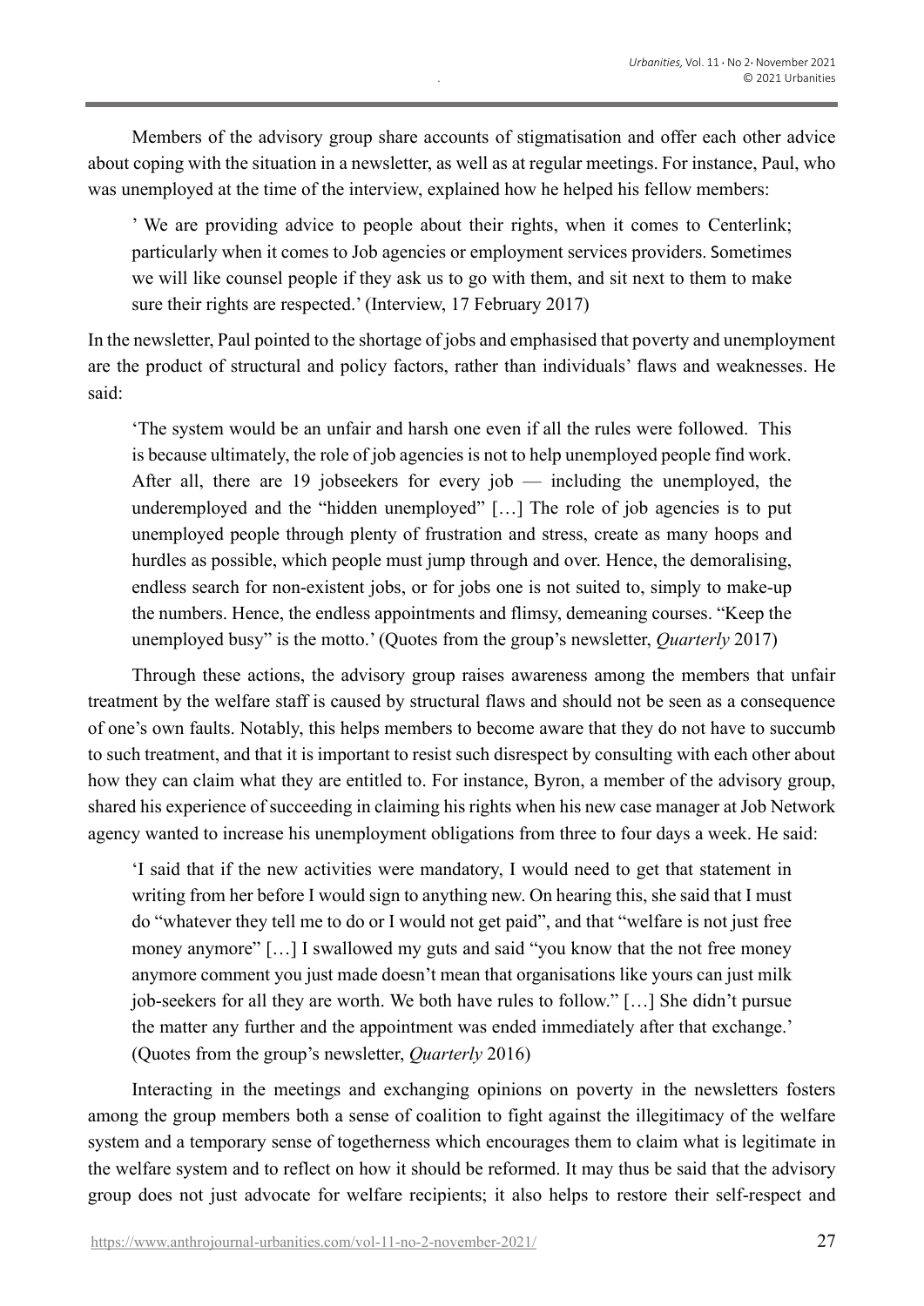Members of the advisory group share accounts of stigmatisation and offer each other advice about coping with the situation in a newsletter, as well as at regular meetings. For instance, Paul, who was unemployed at the time of the interview, explained how he helped his fellow members:

> ' We are providing advice to people about their rights, when it comes to Centerlink; particularly when it comes to Job agencies or employment services providers. Sometimes we will like counsel people if they ask us to go with them, and sit next to them to make sure their rights are respected.' (Interview, 17 February 2017)

In the newsletter, Paul pointed to the shortage of jobs and emphasised that poverty and unemployment are the product of structural and policy factors, rather than individuals' flaws and weaknesses. He said:

> 'The system would be an unfair and harsh one even if all the rules were followed. This is because ultimately, the role of job agencies is not to help unemployed people find work. After all, there are 19 jobseekers for every job — including the unemployed, the underemployed and the "hidden unemployed" […] The role of job agencies is to put unemployed people through plenty of frustration and stress, create as many hoops and hurdles as possible, which people must jump through and over. Hence, the demoralising, endless search for non-existent jobs, or for jobs one is not suited to, simply to make-up the numbers. Hence, the endless appointments and flimsy, demeaning courses. "Keep the unemployed busy" is the motto.' (Quotes from the group's newsletter, *Quarterly* 2017)

Through these actions, the advisory group raises awareness among the members that unfair treatment by the welfare staff is caused by structural flaws and should not be seen as a consequence of one's own faults. Notably, this helps members to become aware that they do not have to succumb to such treatment, and that it is important to resist such disrespect by consulting with each other about how they can claim what they are entitled to. For instance, Byron, a member of the advisory group, shared his experience of succeeding in claiming his rights when his new case manager at Job Network agency wanted to increase his unemployment obligations from three to four days a week. He said:

> 'I said that if the new activities were mandatory, I would need to get that statement in writing from her before I would sign to anything new. On hearing this, she said that I must do "whatever they tell me to do or I would not get paid", and that "welfare is not just free money anymore" […] I swallowed my guts and said "you know that the not free money anymore comment you just made doesn't mean that organisations like yours can just milk job-seekers for all they are worth. We both have rules to follow." […] She didn't pursue the matter any further and the appointment was ended immediately after that exchange.' (Quotes from the group's newsletter, *Quarterly* 2016)

Interacting in the meetings and exchanging opinions on poverty in the newsletters fosters among the group members both a sense of coalition to fight against the illegitimacy of the welfare system and a temporary sense of togetherness which encourages them to claim what is legitimate in the welfare system and to reflect on how it should be reformed. It may thus be said that the advisory group does not just advocate for welfare recipients; it also helps to restore their self-respect and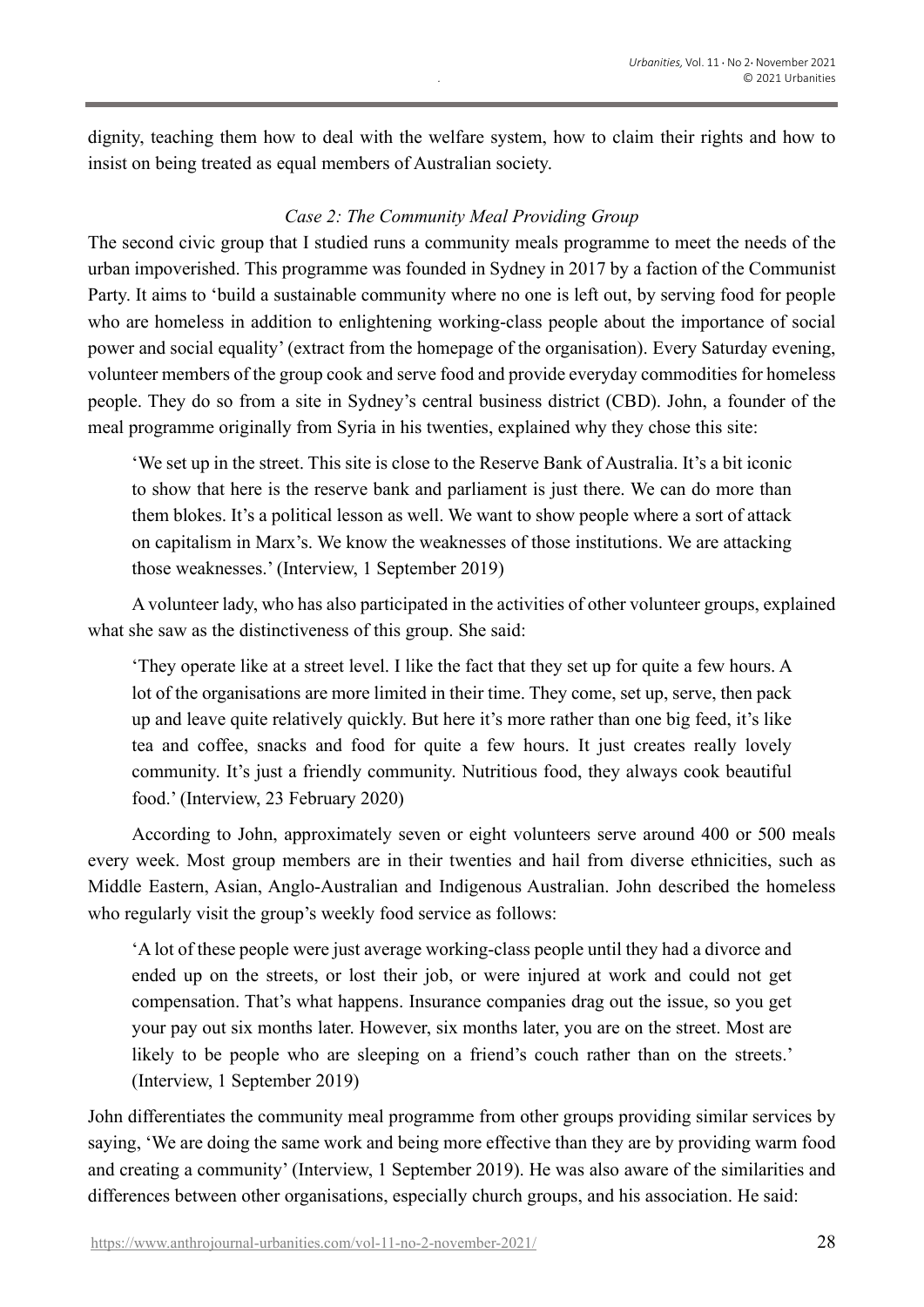dignity, teaching them how to deal with the welfare system, how to claim their rights and how to insist on being treated as equal members of Australian society.

### *Case 2: The Community Meal Providing Group*

The second civic group that I studied runs a community meals programme to meet the needs of the urban impoverished. This programme was founded in Sydney in 2017 by a faction of the Communist Party. It aims to 'build a sustainable community where no one is left out, by serving food for people who are homeless in addition to enlightening working-class people about the importance of social power and social equality' (extract from the homepage of the organisation). Every Saturday evening, volunteer members of the group cook and serve food and provide everyday commodities for homeless people. They do so from a site in Sydney's central business district (CBD). John, a founder of the meal programme originally from Syria in his twenties, explained why they chose this site:

> 'We set up in the street. This site is close to the Reserve Bank of Australia. It's a bit iconic to show that here is the reserve bank and parliament is just there. We can do more than them blokes. It's a political lesson as well. We want to show people where a sort of attack on capitalism in Marx's. We know the weaknesses of those institutions. We are attacking those weaknesses.' (Interview, 1 September 2019)

A volunteer lady, who has also participated in the activities of other volunteer groups, explained what she saw as the distinctiveness of this group. She said:

> 'They operate like at a street level. I like the fact that they set up for quite a few hours. A lot of the organisations are more limited in their time. They come, set up, serve, then pack up and leave quite relatively quickly. But here it's more rather than one big feed, it's like tea and coffee, snacks and food for quite a few hours. It just creates really lovely community. It's just a friendly community. Nutritious food, they always cook beautiful food.' (Interview, 23 February 2020)

According to John, approximately seven or eight volunteers serve around 400 or 500 meals every week. Most group members are in their twenties and hail from diverse ethnicities, such as Middle Eastern, Asian, Anglo-Australian and Indigenous Australian. John described the homeless who regularly visit the group's weekly food service as follows:

> 'A lot of these people were just average working-class people until they had a divorce and ended up on the streets, or lost their job, or were injured at work and could not get compensation. That's what happens. Insurance companies drag out the issue, so you get your pay out six months later. However, six months later, you are on the street. Most are likely to be people who are sleeping on a friend's couch rather than on the streets.' (Interview, 1 September 2019)

John differentiates the community meal programme from other groups providing similar services by saying, 'We are doing the same work and being more effective than they are by providing warm food and creating a community' (Interview, 1 September 2019). He was also aware of the similarities and differences between other organisations, especially church groups, and his association. He said: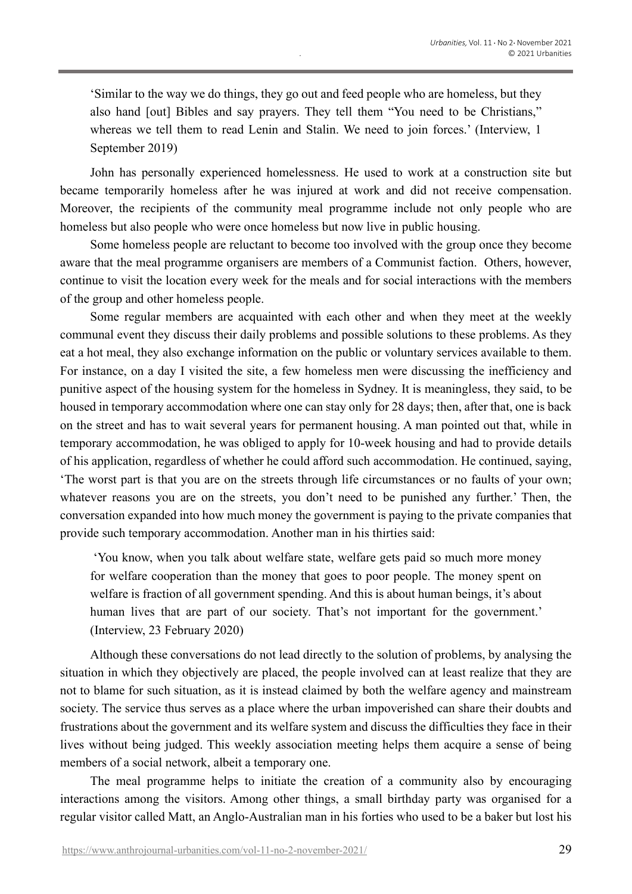> 'Similar to the way we do things, they go out and feed people who are homeless, but they also hand [out] Bibles and say prayers. They tell them "You need to be Christians," whereas we tell them to read Lenin and Stalin. We need to join forces.' (Interview, 1 September 2019)

John has personally experienced homelessness. He used to work at a construction site but became temporarily homeless after he was injured at work and did not receive compensation. Moreover, the recipients of the community meal programme include not only people who are homeless but also people who were once homeless but now live in public housing.

Some homeless people are reluctant to become too involved with the group once they become aware that the meal programme organisers are members of a Communist faction. Others, however, continue to visit the location every week for the meals and for social interactions with the members of the group and other homeless people.

Some regular members are acquainted with each other and when they meet at the weekly communal event they discuss their daily problems and possible solutions to these problems. As they eat a hot meal, they also exchange information on the public or voluntary services available to them. For instance, on a day I visited the site, a few homeless men were discussing the inefficiency and punitive aspect of the housing system for the homeless in Sydney. It is meaningless, they said, to be housed in temporary accommodation where one can stay only for 28 days; then, after that, one is back on the street and has to wait several years for permanent housing. A man pointed out that, while in temporary accommodation, he was obliged to apply for 10-week housing and had to provide details of his application, regardless of whether he could afford such accommodation. He continued, saying, 'The worst part is that you are on the streets through life circumstances or no faults of your own; whatever reasons you are on the streets, you don't need to be punished any further.' Then, the conversation expanded into how much money the government is paying to the private companies that provide such temporary accommodation. Another man in his thirties said:

> 'You know, when you talk about welfare state, welfare gets paid so much more money for welfare cooperation than the money that goes to poor people. The money spent on welfare is fraction of all government spending. And this is about human beings, it's about human lives that are part of our society. That's not important for the government.' (Interview, 23 February 2020)

Although these conversations do not lead directly to the solution of problems, by analysing the situation in which they objectively are placed, the people involved can at least realize that they are not to blame for such situation, as it is instead claimed by both the welfare agency and mainstream society. The service thus serves as a place where the urban impoverished can share their doubts and frustrations about the government and its welfare system and discuss the difficulties they face in their lives without being judged. This weekly association meeting helps them acquire a sense of being members of a social network, albeit a temporary one.

The meal programme helps to initiate the creation of a community also by encouraging interactions among the visitors. Among other things, a small birthday party was organised for a regular visitor called Matt, an Anglo-Australian man in his forties who used to be a baker but lost his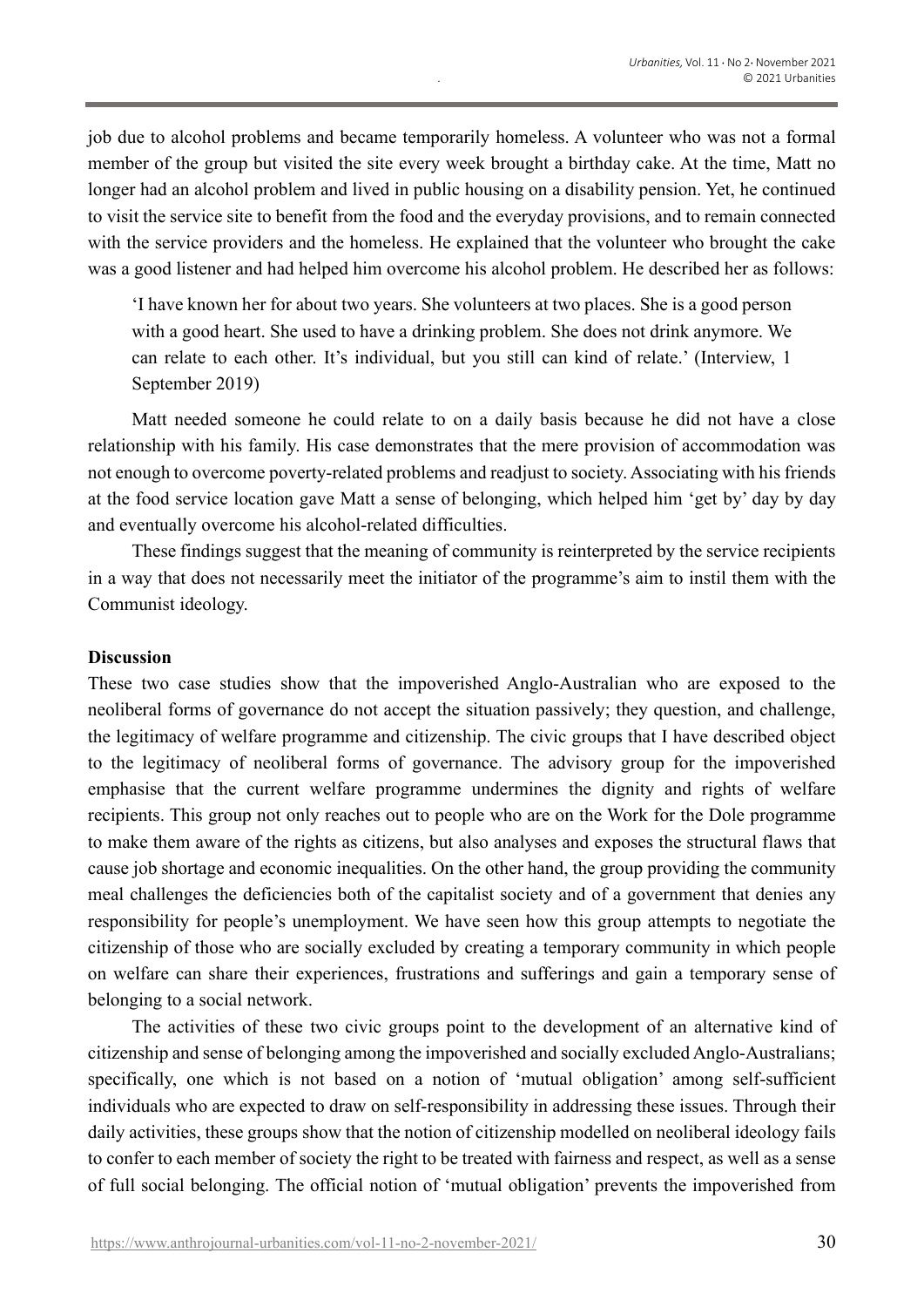job due to alcohol problems and became temporarily homeless. A volunteer who was not a formal member of the group but visited the site every week brought a birthday cake. At the time, Matt no longer had an alcohol problem and lived in public housing on a disability pension. Yet, he continued to visit the service site to benefit from the food and the everyday provisions, and to remain connected with the service providers and the homeless. He explained that the volunteer who brought the cake was a good listener and had helped him overcome his alcohol problem. He described her as follows:

> 'I have known her for about two years. She volunteers at two places. She is a good person with a good heart. She used to have a drinking problem. She does not drink anymore. We can relate to each other. It's individual, but you still can kind of relate.' (Interview, 1 September 2019)

Matt needed someone he could relate to on a daily basis because he did not have a close relationship with his family. His case demonstrates that the mere provision of accommodation was not enough to overcome poverty-related problems and readjust to society. Associating with his friends at the food service location gave Matt a sense of belonging, which helped him 'get by' day by day and eventually overcome his alcohol-related difficulties.

These findings suggest that the meaning of community is reinterpreted by the service recipients in a way that does not necessarily meet the initiator of the programme's aim to instil them with the Communist ideology.

**Discussion**

These two case studies show that the impoverished Anglo-Australian who are exposed to the neoliberal forms of governance do not accept the situation passively; they question, and challenge, the legitimacy of welfare programme and citizenship. The civic groups that I have described object to the legitimacy of neoliberal forms of governance. The advisory group for the impoverished emphasise that the current welfare programme undermines the dignity and rights of welfare recipients. This group not only reaches out to people who are on the Work for the Dole programme to make them aware of the rights as citizens, but also analyses and exposes the structural flaws that cause job shortage and economic inequalities. On the other hand, the group providing the community meal challenges the deficiencies both of the capitalist society and of a government that denies any responsibility for people's unemployment. We have seen how this group attempts to negotiate the citizenship of those who are socially excluded by creating a temporary community in which people on welfare can share their experiences, frustrations and sufferings and gain a temporary sense of belonging to a social network.

The activities of these two civic groups point to the development of an alternative kind of citizenship and sense of belonging among the impoverished and socially excluded Anglo-Australians; specifically, one which is not based on a notion of 'mutual obligation' among self-sufficient individuals who are expected to draw on self-responsibility in addressing these issues. Through their daily activities, these groups show that the notion of citizenship modelled on neoliberal ideology fails to confer to each member of society the right to be treated with fairness and respect, as well as a sense of full social belonging. The official notion of 'mutual obligation' prevents the impoverished from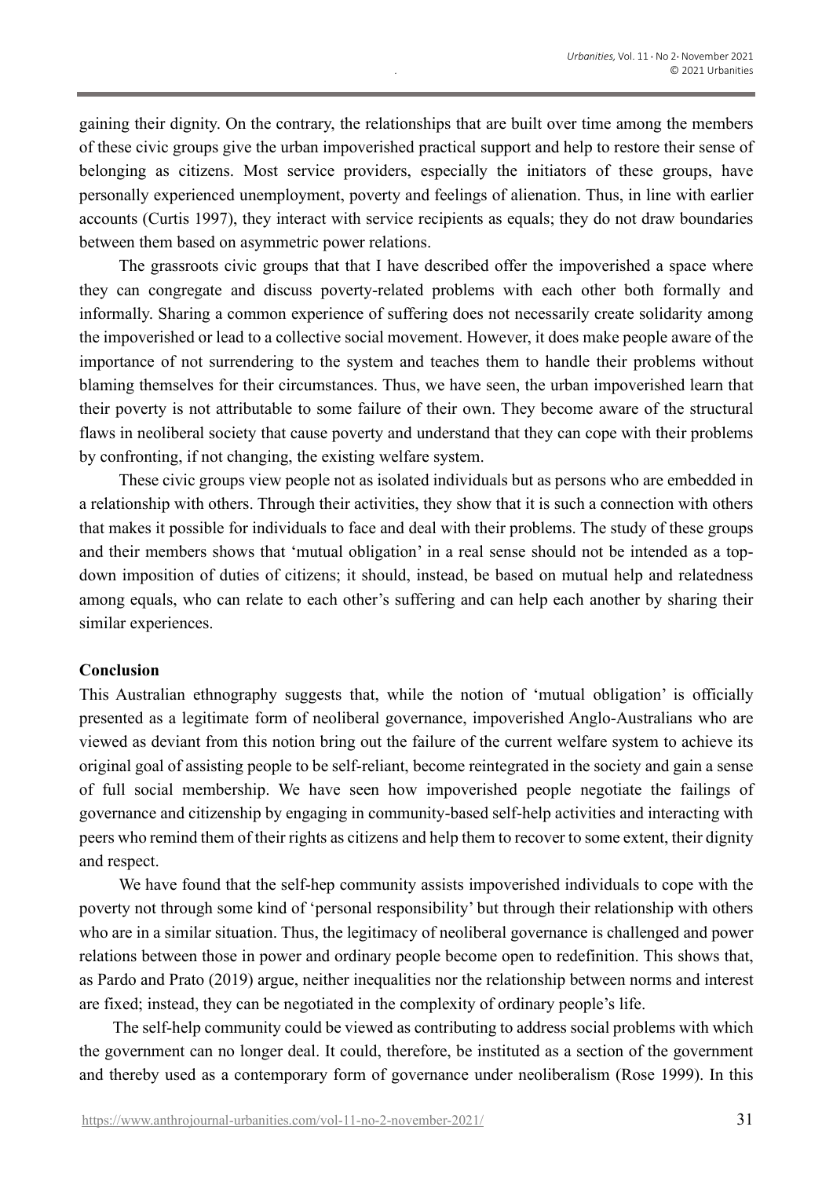gaining their dignity. On the contrary, the relationships that are built over time among the members of these civic groups give the urban impoverished practical support and help to restore their sense of belonging as citizens. Most service providers, especially the initiators of these groups, have personally experienced unemployment, poverty and feelings of alienation. Thus, in line with earlier accounts (Curtis 1997), they interact with service recipients as equals; they do not draw boundaries between them based on asymmetric power relations.

The grassroots civic groups that that I have described offer the impoverished a space where they can congregate and discuss poverty-related problems with each other both formally and informally. Sharing a common experience of suffering does not necessarily create solidarity among the impoverished or lead to a collective social movement. However, it does make people aware of the importance of not surrendering to the system and teaches them to handle their problems without blaming themselves for their circumstances. Thus, we have seen, the urban impoverished learn that their poverty is not attributable to some failure of their own. They become aware of the structural flaws in neoliberal society that cause poverty and understand that they can cope with their problems by confronting, if not changing, the existing welfare system.

These civic groups view people not as isolated individuals but as persons who are embedded in a relationship with others. Through their activities, they show that it is such a connection with others that makes it possible for individuals to face and deal with their problems. The study of these groups and their members shows that 'mutual obligation' in a real sense should not be intended as a top-down imposition of duties of citizens; it should, instead, be based on mutual help and relatedness among equals, who can relate to each other's suffering and can help each another by sharing their similar experiences.

**Conclusion**

This Australian ethnography suggests that, while the notion of 'mutual obligation' is officially presented as a legitimate form of neoliberal governance, impoverished Anglo-Australians who are viewed as deviant from this notion bring out the failure of the current welfare system to achieve its original goal of assisting people to be self-reliant, become reintegrated in the society and gain a sense of full social membership. We have seen how impoverished people negotiate the failings of governance and citizenship by engaging in community-based self-help activities and interacting with peers who remind them of their rights as citizens and help them to recover to some extent, their dignity and respect.

We have found that the self-hep community assists impoverished individuals to cope with the poverty not through some kind of 'personal responsibility' but through their relationship with others who are in a similar situation. Thus, the legitimacy of neoliberal governance is challenged and power relations between those in power and ordinary people become open to redefinition. This shows that, as Pardo and Prato (2019) argue, neither inequalities nor the relationship between norms and interest are fixed; instead, they can be negotiated in the complexity of ordinary people's life.

The self-help community could be viewed as contributing to address social problems with which the government can no longer deal. It could, therefore, be instituted as a section of the government and thereby used as a contemporary form of governance under neoliberalism (Rose 1999). In this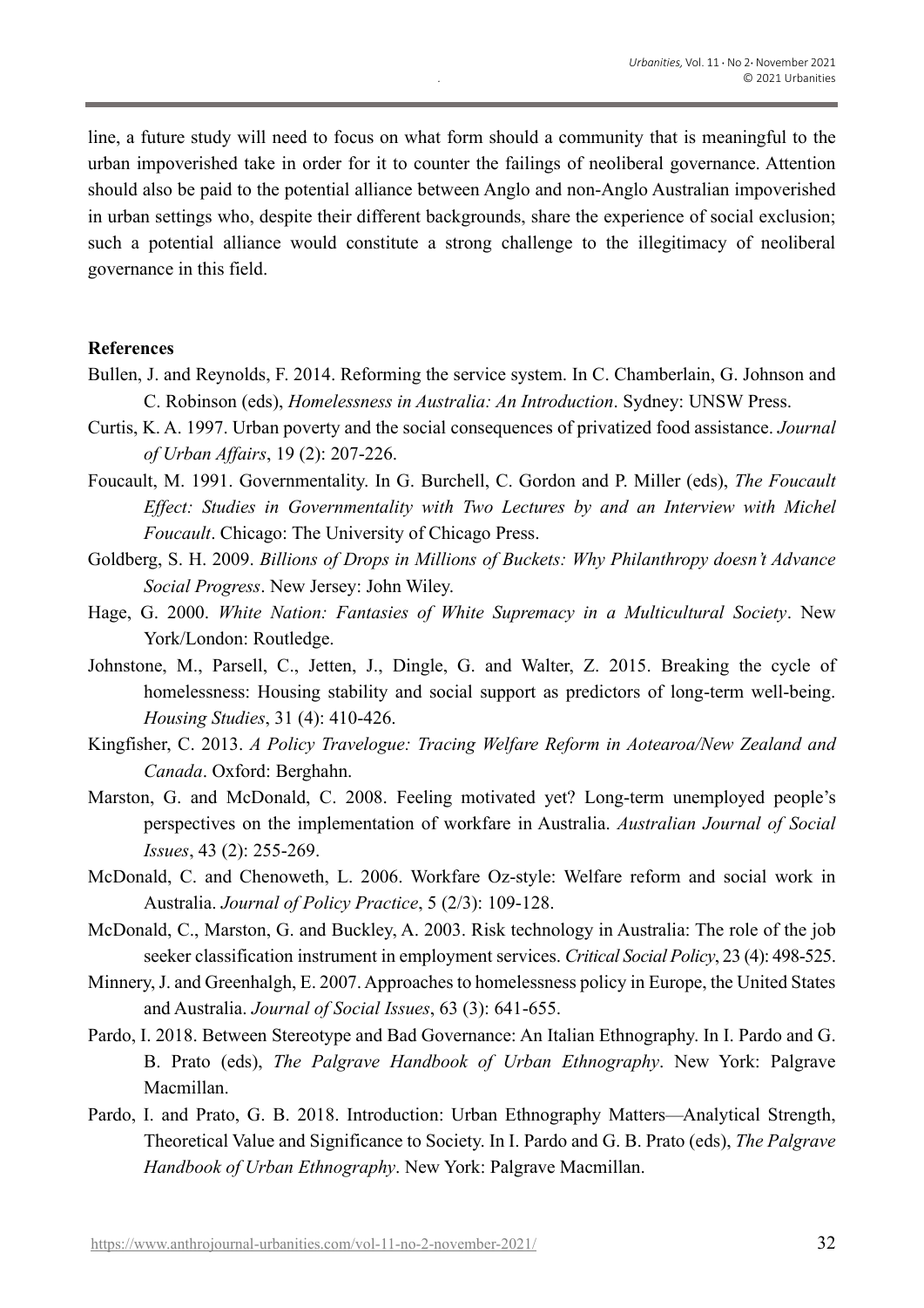line, a future study will need to focus on what form should a community that is meaningful to the urban impoverished take in order for it to counter the failings of neoliberal governance. Attention should also be paid to the potential alliance between Anglo and non-Anglo Australian impoverished in urban settings who, despite their different backgrounds, share the experience of social exclusion; such a potential alliance would constitute a strong challenge to the illegitimacy of neoliberal governance in this field.

**References**

Bullen, J. and Reynolds, F. 2014. Reforming the service system. In C. Chamberlain, G. Johnson and C. Robinson (eds), *Homelessness in Australia: An Introduction*. Sydney: UNSW Press.

Curtis, K. A. 1997. Urban poverty and the social consequences of privatized food assistance. *Journal of Urban Affairs*, 19 (2): 207-226.

Foucault, M. 1991. Governmentality. In G. Burchell, C. Gordon and P. Miller (eds), *The Foucault Effect: Studies in Governmentality with Two Lectures by and an Interview with Michel Foucault*. Chicago: The University of Chicago Press.

Goldberg, S. H. 2009. *Billions of Drops in Millions of Buckets: Why Philanthropy doesn't Advance Social Progress*. New Jersey: John Wiley.

Hage, G. 2000. *White Nation: Fantasies of White Supremacy in a Multicultural Society*. New York/London: Routledge.

Johnstone, M., Parsell, C., Jetten, J., Dingle, G. and Walter, Z. 2015. Breaking the cycle of homelessness: Housing stability and social support as predictors of long-term well-being. *Housing Studies*, 31 (4): 410-426.

Kingfisher, C. 2013. *A Policy Travelogue: Tracing Welfare Reform in Aotearoa/New Zealand and Canada*. Oxford: Berghahn.

Marston, G. and McDonald, C. 2008. Feeling motivated yet? Long-term unemployed people's perspectives on the implementation of workfare in Australia. *Australian Journal of Social Issues*, 43 (2): 255-269.

McDonald, C. and Chenoweth, L. 2006. Workfare Oz-style: Welfare reform and social work in Australia. *Journal of Policy Practice*, 5 (2/3): 109-128.

McDonald, C., Marston, G. and Buckley, A. 2003. Risk technology in Australia: The role of the job seeker classification instrument in employment services. *Critical Social Policy*, 23 (4): 498-525.

Minnery, J. and Greenhalgh, E. 2007. Approaches to homelessness policy in Europe, the United States and Australia. *Journal of Social Issues*, 63 (3): 641-655.

Pardo, I. 2018. Between Stereotype and Bad Governance: An Italian Ethnography. In I. Pardo and G. B. Prato (eds), *The Palgrave Handbook of Urban Ethnography*. New York: Palgrave Macmillan.

Pardo, I. and Prato, G. B. 2018. Introduction: Urban Ethnography Matters—Analytical Strength, Theoretical Value and Significance to Society. In I. Pardo and G. B. Prato (eds), *The Palgrave Handbook of Urban Ethnography*. New York: Palgrave Macmillan.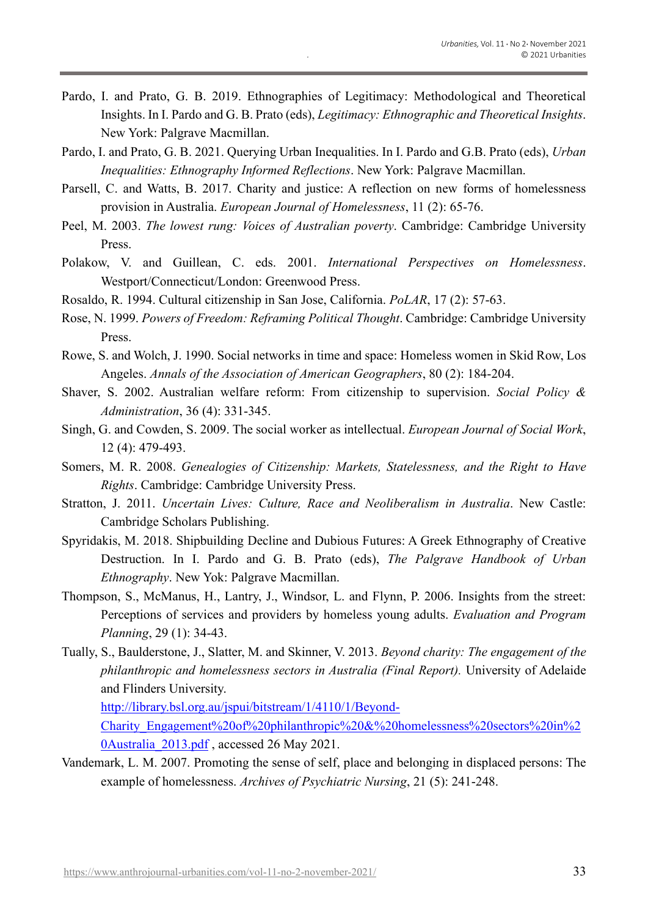Pardo, I. and Prato, G. B. 2019. Ethnographies of Legitimacy: Methodological and Theoretical Insights. In I. Pardo and G. B. Prato (eds), *Legitimacy: Ethnographic and Theoretical Insights*. New York: Palgrave Macmillan.

Pardo, I. and Prato, G. B. 2021. Querying Urban Inequalities. In I. Pardo and G.B. Prato (eds), *Urban Inequalities: Ethnography Informed Reflections*. New York: Palgrave Macmillan.

Parsell, C. and Watts, B. 2017. Charity and justice: A reflection on new forms of homelessness provision in Australia. *European Journal of Homelessness*, 11 (2): 65-76.

Peel, M. 2003. *The lowest rung: Voices of Australian poverty*. Cambridge: Cambridge University Press.

Polakow, V. and Guillean, C. eds. 2001. *International Perspectives on Homelessness*. Westport/Connecticut/London: Greenwood Press.

Rosaldo, R. 1994. Cultural citizenship in San Jose, California. *PoLAR*, 17 (2): 57-63.

Rose, N. 1999. *Powers of Freedom: Reframing Political Thought*. Cambridge: Cambridge University Press.

Rowe, S. and Wolch, J. 1990. Social networks in time and space: Homeless women in Skid Row, Los Angeles. *Annals of the Association of American Geographers*, 80 (2): 184-204.

Shaver, S. 2002. Australian welfare reform: From citizenship to supervision. *Social Policy & Administration*, 36 (4): 331-345.

Singh, G. and Cowden, S. 2009. The social worker as intellectual. *European Journal of Social Work*, 12 (4): 479-493.

Somers, M. R. 2008. *Genealogies of Citizenship: Markets, Statelessness, and the Right to Have Rights*. Cambridge: Cambridge University Press.

Stratton, J. 2011. *Uncertain Lives: Culture, Race and Neoliberalism in Australia*. New Castle: Cambridge Scholars Publishing.

Spyridakis, M. 2018. Shipbuilding Decline and Dubious Futures: A Greek Ethnography of Creative Destruction. In I. Pardo and G. B. Prato (eds), *The Palgrave Handbook of Urban Ethnography*. New Yok: Palgrave Macmillan.

Thompson, S., McManus, H., Lantry, J., Windsor, L. and Flynn, P. 2006. Insights from the street: Perceptions of services and providers by homeless young adults. *Evaluation and Program Planning*, 29 (1): 34-43.

Tually, S., Baulderstone, J., Slatter, M. and Skinner, V. 2013. *Beyond charity: The engagement of the philanthropic and homelessness sectors in Australia (Final Report).* University of Adelaide and Flinders University. http://library.bsl.org.au/jspui/bitstream/1/4110/1/Beyond-Charity_Engagement%20of%20philanthropic%20&%20homelessness%20sectors%20in%20Australia_2013.pdf , accessed 26 May 2021.

Vandemark, L. M. 2007. Promoting the sense of self, place and belonging in displaced persons: The example of homelessness. *Archives of Psychiatric Nursing*, 21 (5): 241-248.